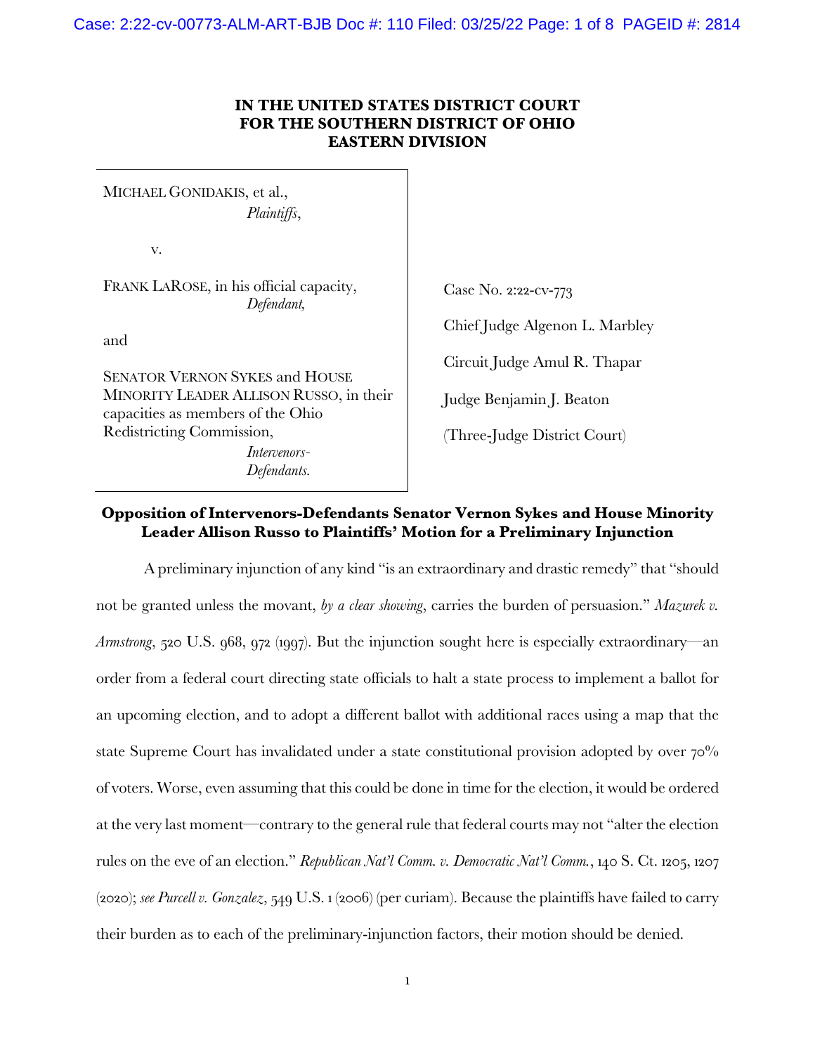# IN THE UNITED STATES DISTRICT COURT FOR THE SOUTHERN DISTRICT OF OHIO EASTERN DIVISION

| | |
|---|---|
| MICHAEL GONIDAKIS, et al.,<br>*Plaintiffs*,<br><br>v.<br><br>FRANK LAROSE, in his official capacity,<br>*Defendant*,<br><br>and<br><br>SENATOR VERNON SYKES and HOUSE MINORITY LEADER ALLISON RUSSO, in their capacities as members of the Ohio Redistricting Commission,<br>*Intervenors-Defendants.* | Case No. 2:22-cv-773<br><br>Chief Judge Algenon L. Marbley<br><br>Circuit Judge Amul R. Thapar<br><br>Judge Benjamin J. Beaton<br><br>(Three-Judge District Court) |

## Opposition of Intervenors-Defendants Senator Vernon Sykes and House Minority Leader Allison Russo to Plaintiffs' Motion for a Preliminary Injunction

A preliminary injunction of any kind "is an extraordinary and drastic remedy" that "should not be granted unless the movant, *by a clear showing*, carries the burden of persuasion." *Mazurek v. Armstrong*, 520 U.S. 968, 972 (1997). But the injunction sought here is especially extraordinary—an order from a federal court directing state officials to halt a state process to implement a ballot for an upcoming election, and to adopt a different ballot with additional races using a map that the state Supreme Court has invalidated under a state constitutional provision adopted by over 70% of voters. Worse, even assuming that this could be done in time for the election, it would be ordered at the very last moment—contrary to the general rule that federal courts may not "alter the election rules on the eve of an election." *Republican Nat'l Comm. v. Democratic Nat'l Comm.*, 140 S. Ct. 1205, 1207 (2020); *see Purcell v. Gonzalez*, 549 U.S. 1 (2006) (per curiam). Because the plaintiffs have failed to carry their burden as to each of the preliminary-injunction factors, their motion should be denied.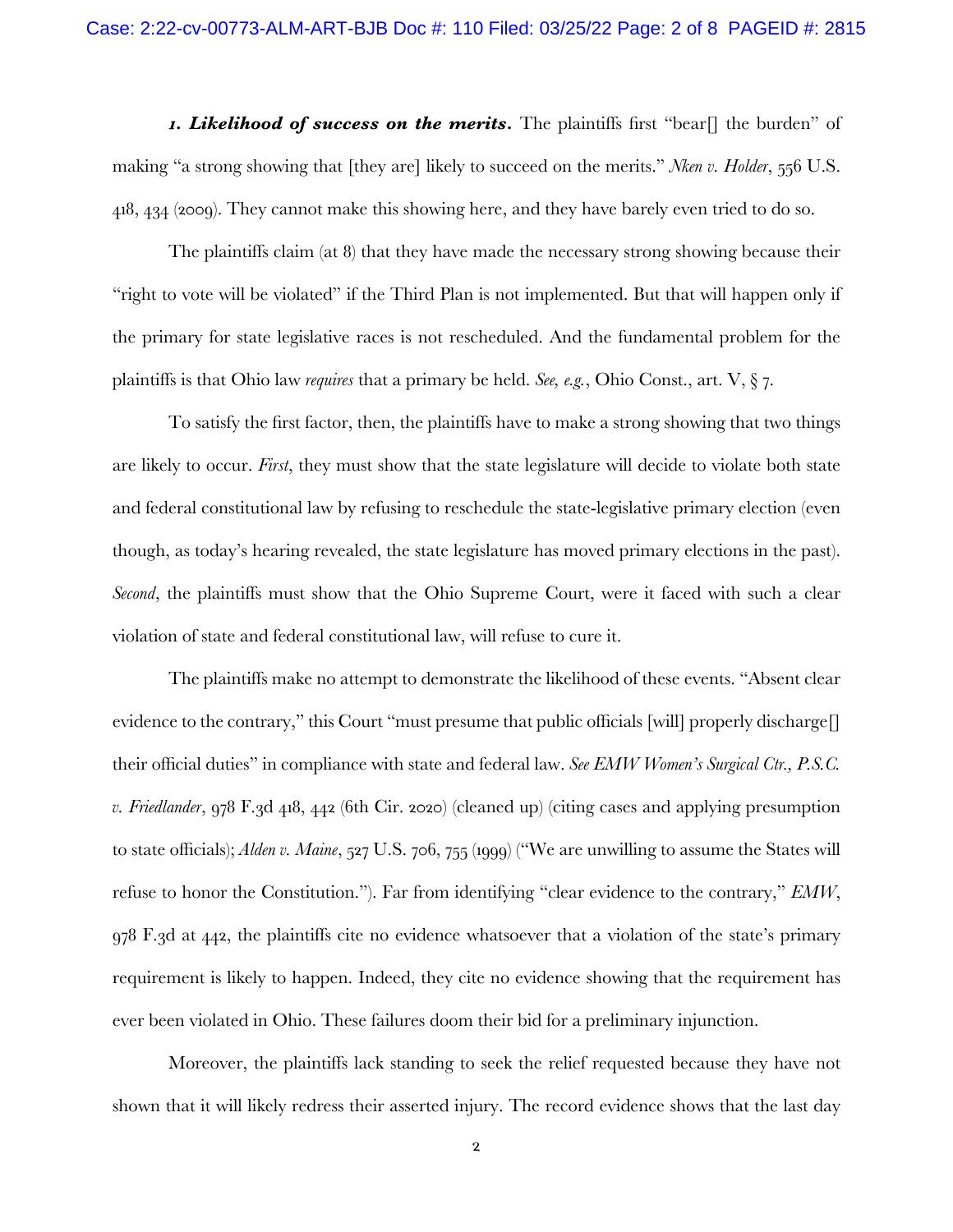***1. Likelihood of success on the merits.*** The plaintiffs first "bear[] the burden" of making "a strong showing that [they are] likely to succeed on the merits." *Nken v. Holder*, 556 U.S. 418, 434 (2009). They cannot make this showing here, and they have barely even tried to do so.

The plaintiffs claim (at 8) that they have made the necessary strong showing because their "right to vote will be violated" if the Third Plan is not implemented. But that will happen only if the primary for state legislative races is not rescheduled. And the fundamental problem for the plaintiffs is that Ohio law *requires* that a primary be held. *See, e.g.*, Ohio Const., art. V, § 7.

To satisfy the first factor, then, the plaintiffs have to make a strong showing that two things are likely to occur. *First*, they must show that the state legislature will decide to violate both state and federal constitutional law by refusing to reschedule the state-legislative primary election (even though, as today's hearing revealed, the state legislature has moved primary elections in the past). *Second*, the plaintiffs must show that the Ohio Supreme Court, were it faced with such a clear violation of state and federal constitutional law, will refuse to cure it.

The plaintiffs make no attempt to demonstrate the likelihood of these events. "Absent clear evidence to the contrary," this Court "must presume that public officials [will] properly discharge[] their official duties" in compliance with state and federal law. *See EMW Women's Surgical Ctr., P.S.C. v. Friedlander*, 978 F.3d 418, 442 (6th Cir. 2020) (cleaned up) (citing cases and applying presumption to state officials); *Alden v. Maine*, 527 U.S. 706, 755 (1999) ("We are unwilling to assume the States will refuse to honor the Constitution."). Far from identifying "clear evidence to the contrary," *EMW*, 978 F.3d at 442, the plaintiffs cite no evidence whatsoever that a violation of the state's primary requirement is likely to happen. Indeed, they cite no evidence showing that the requirement has ever been violated in Ohio. These failures doom their bid for a preliminary injunction.

Moreover, the plaintiffs lack standing to seek the relief requested because they have not shown that it will likely redress their asserted injury. The record evidence shows that the last day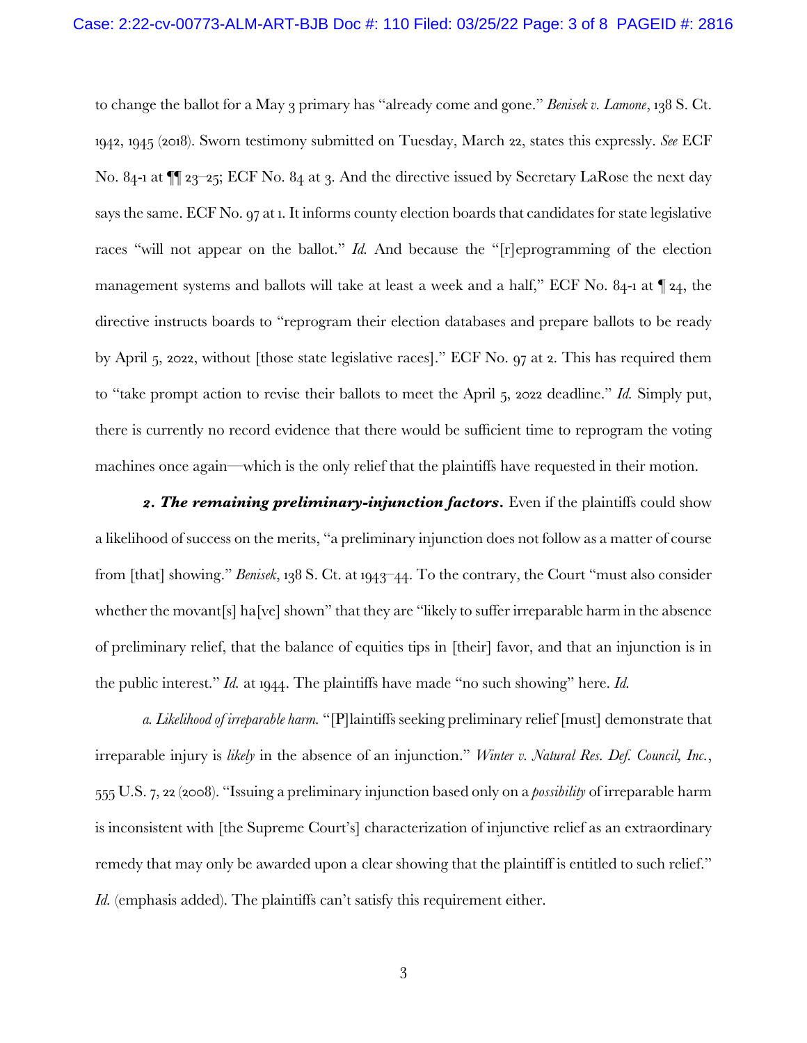to change the ballot for a May 3 primary has "already come and gone." *Benisek v. Lamone*, 138 S. Ct. 1942, 1945 (2018). Sworn testimony submitted on Tuesday, March 22, states this expressly. *See* ECF No. 84-1 at ¶¶ 23–25; ECF No. 84 at 3. And the directive issued by Secretary LaRose the next day says the same. ECF No. 97 at 1. It informs county election boards that candidates for state legislative races "will not appear on the ballot." *Id.* And because the "[r]eprogramming of the election management systems and ballots will take at least a week and a half," ECF No. 84-1 at ¶ 24, the directive instructs boards to "reprogram their election databases and prepare ballots to be ready by April 5, 2022, without [those state legislative races]." ECF No. 97 at 2. This has required them to "take prompt action to revise their ballots to meet the April 5, 2022 deadline." *Id.* Simply put, there is currently no record evidence that there would be sufficient time to reprogram the voting machines once again—which is the only relief that the plaintiffs have requested in their motion.

***2. The remaining preliminary-injunction factors.*** Even if the plaintiffs could show a likelihood of success on the merits, "a preliminary injunction does not follow as a matter of course from [that] showing." *Benisek*, 138 S. Ct. at 1943–44. To the contrary, the Court "must also consider whether the movant[s] ha[ve] shown" that they are "likely to suffer irreparable harm in the absence of preliminary relief, that the balance of equities tips in [their] favor, and that an injunction is in the public interest." *Id.* at 1944. The plaintiffs have made "no such showing" here. *Id.*

*a. Likelihood of irreparable harm.* "[P]laintiffs seeking preliminary relief [must] demonstrate that irreparable injury is *likely* in the absence of an injunction." *Winter v. Natural Res. Def. Council, Inc.*, 555 U.S. 7, 22 (2008). "Issuing a preliminary injunction based only on a *possibility* of irreparable harm is inconsistent with [the Supreme Court's] characterization of injunctive relief as an extraordinary remedy that may only be awarded upon a clear showing that the plaintiff is entitled to such relief." *Id.* (emphasis added). The plaintiffs can't satisfy this requirement either.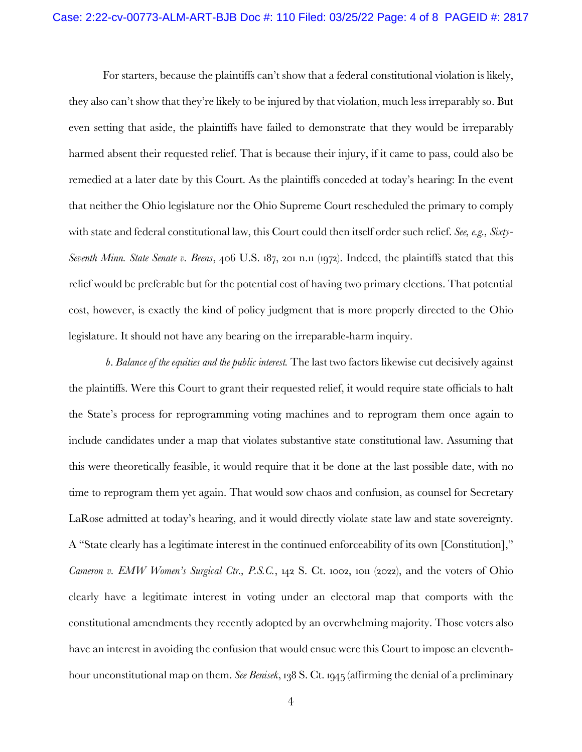For starters, because the plaintiffs can't show that a federal constitutional violation is likely, they also can't show that they're likely to be injured by that violation, much less irreparably so. But even setting that aside, the plaintiffs have failed to demonstrate that they would be irreparably harmed absent their requested relief. That is because their injury, if it came to pass, could also be remedied at a later date by this Court. As the plaintiffs conceded at today's hearing: In the event that neither the Ohio legislature nor the Ohio Supreme Court rescheduled the primary to comply with state and federal constitutional law, this Court could then itself order such relief. *See, e.g., Sixty-Seventh Minn. State Senate v. Beens*, 406 U.S. 187, 201 n.11 (1972). Indeed, the plaintiffs stated that this relief would be preferable but for the potential cost of having two primary elections. That potential cost, however, is exactly the kind of policy judgment that is more properly directed to the Ohio legislature. It should not have any bearing on the irreparable-harm inquiry.

*b. Balance of the equities and the public interest.* The last two factors likewise cut decisively against the plaintiffs. Were this Court to grant their requested relief, it would require state officials to halt the State's process for reprogramming voting machines and to reprogram them once again to include candidates under a map that violates substantive state constitutional law. Assuming that this were theoretically feasible, it would require that it be done at the last possible date, with no time to reprogram them yet again. That would sow chaos and confusion, as counsel for Secretary LaRose admitted at today's hearing, and it would directly violate state law and state sovereignty. A "State clearly has a legitimate interest in the continued enforceability of its own [Constitution]," *Cameron v. EMW Women's Surgical Ctr., P.S.C.*, 142 S. Ct. 1002, 1011 (2022), and the voters of Ohio clearly have a legitimate interest in voting under an electoral map that comports with the constitutional amendments they recently adopted by an overwhelming majority. Those voters also have an interest in avoiding the confusion that would ensue were this Court to impose an eleventh-hour unconstitutional map on them. *See Benisek*, 138 S. Ct. 1945 (affirming the denial of a preliminary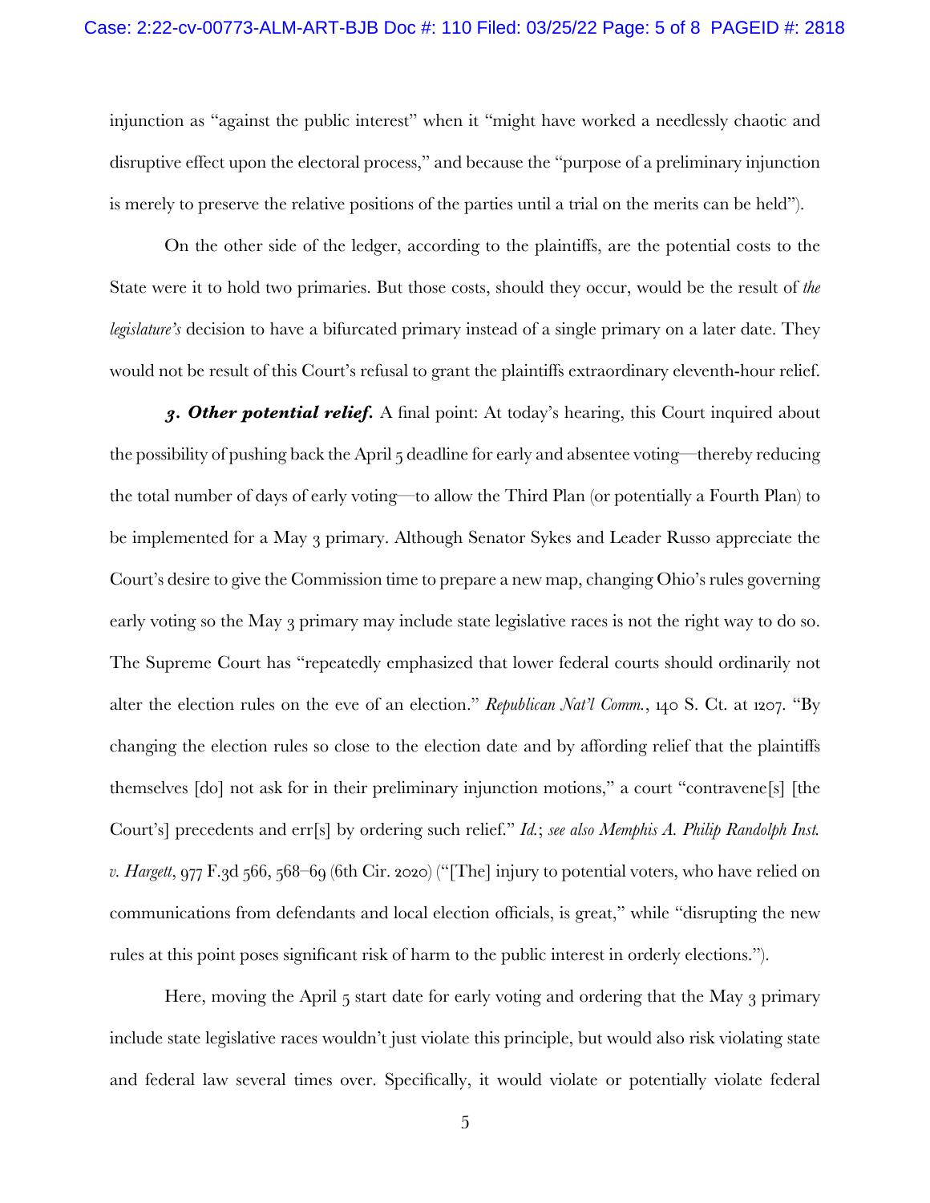injunction as "against the public interest" when it "might have worked a needlessly chaotic and disruptive effect upon the electoral process," and because the "purpose of a preliminary injunction is merely to preserve the relative positions of the parties until a trial on the merits can be held").

On the other side of the ledger, according to the plaintiffs, are the potential costs to the State were it to hold two primaries. But those costs, should they occur, would be the result of *the legislature's* decision to have a bifurcated primary instead of a single primary on a later date. They would not be result of this Court's refusal to grant the plaintiffs extraordinary eleventh-hour relief.

***3. Other potential relief.*** A final point: At today's hearing, this Court inquired about the possibility of pushing back the April 5 deadline for early and absentee voting—thereby reducing the total number of days of early voting—to allow the Third Plan (or potentially a Fourth Plan) to be implemented for a May 3 primary. Although Senator Sykes and Leader Russo appreciate the Court's desire to give the Commission time to prepare a new map, changing Ohio's rules governing early voting so the May 3 primary may include state legislative races is not the right way to do so. The Supreme Court has "repeatedly emphasized that lower federal courts should ordinarily not alter the election rules on the eve of an election." *Republican Nat'l Comm.*, 140 S. Ct. at 1207. "By changing the election rules so close to the election date and by affording relief that the plaintiffs themselves [do] not ask for in their preliminary injunction motions," a court "contravene[s] [the Court's] precedents and err[s] by ordering such relief." *Id.*; *see also Memphis A. Philip Randolph Inst. v. Hargett*, 977 F.3d 566, 568–69 (6th Cir. 2020) ("[The] injury to potential voters, who have relied on communications from defendants and local election officials, is great," while "disrupting the new rules at this point poses significant risk of harm to the public interest in orderly elections.").

Here, moving the April 5 start date for early voting and ordering that the May 3 primary include state legislative races wouldn't just violate this principle, but would also risk violating state and federal law several times over. Specifically, it would violate or potentially violate federal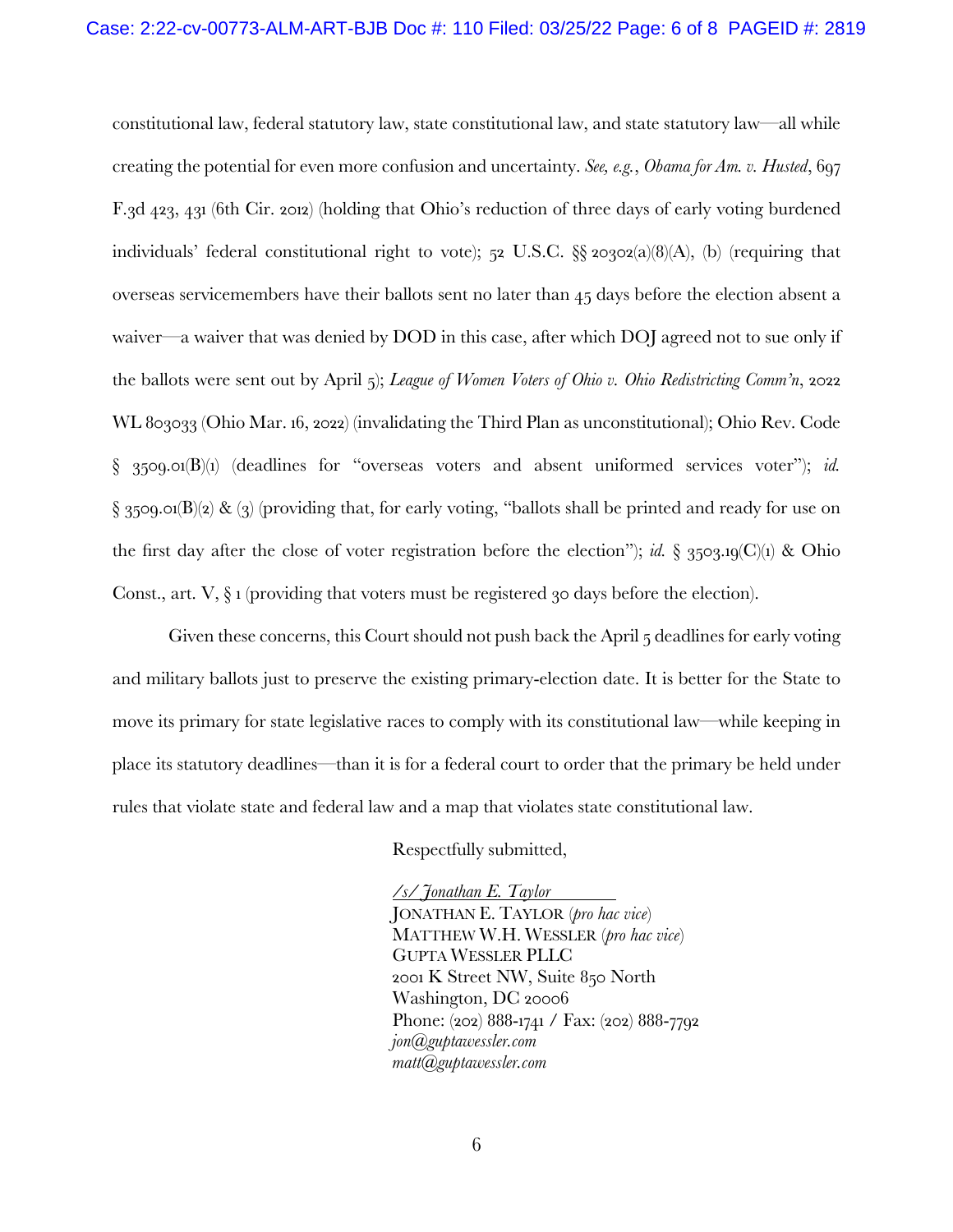constitutional law, federal statutory law, state constitutional law, and state statutory law—all while creating the potential for even more confusion and uncertainty. *See, e.g.*, *Obama for Am. v. Husted*, 697 F.3d 423, 431 (6th Cir. 2012) (holding that Ohio's reduction of three days of early voting burdened individuals' federal constitutional right to vote); 52 U.S.C. §§ 20302(a)(8)(A), (b) (requiring that overseas servicemembers have their ballots sent no later than 45 days before the election absent a waiver—a waiver that was denied by DOD in this case, after which DOJ agreed not to sue only if the ballots were sent out by April 5); *League of Women Voters of Ohio v. Ohio Redistricting Comm'n*, 2022 WL 803033 (Ohio Mar. 16, 2022) (invalidating the Third Plan as unconstitutional); Ohio Rev. Code § 3509.01(B)(1) (deadlines for "overseas voters and absent uniformed services voter"); *id.* § 3509.01(B)(2) & (3) (providing that, for early voting, "ballots shall be printed and ready for use on the first day after the close of voter registration before the election"); *id.* § 3503.19(C)(1) & Ohio Const., art. V, § 1 (providing that voters must be registered 30 days before the election).

Given these concerns, this Court should not push back the April 5 deadlines for early voting and military ballots just to preserve the existing primary-election date. It is better for the State to move its primary for state legislative races to comply with its constitutional law—while keeping in place its statutory deadlines—than it is for a federal court to order that the primary be held under rules that violate state and federal law and a map that violates state constitutional law.

Respectfully submitted,

*/s/ Jonathan E. Taylor*
JONATHAN E. TAYLOR (*pro hac vice*)
MATTHEW W.H. WESSLER (*pro hac vice*)
GUPTA WESSLER PLLC
2001 K Street NW, Suite 850 North
Washington, DC 20006
Phone: (202) 888-1741 / Fax: (202) 888-7792
*jon@guptawessler.com*
*matt@guptawessler.com*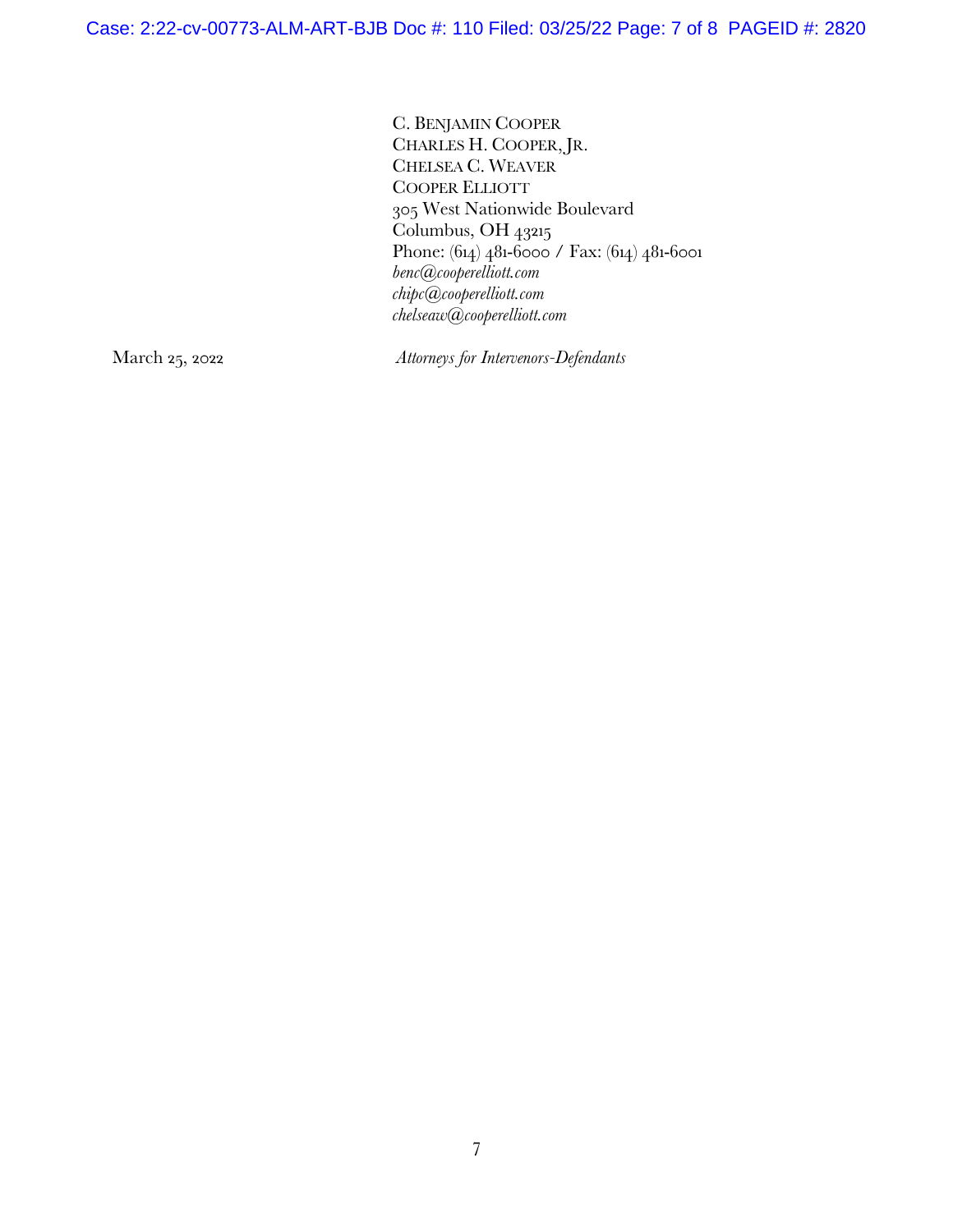C. BENJAMIN COOPER
CHARLES H. COOPER, JR.
CHELSEA C. WEAVER
COOPER ELLIOTT
305 West Nationwide Boulevard
Columbus, OH 43215
Phone: (614) 481-6000 / Fax: (614) 481-6001
*benc@cooperelliott.com*
*chipc@cooperelliott.com*
*chelseaw@cooperelliott.com*

March 25, 2022

*Attorneys for Intervenors-Defendants*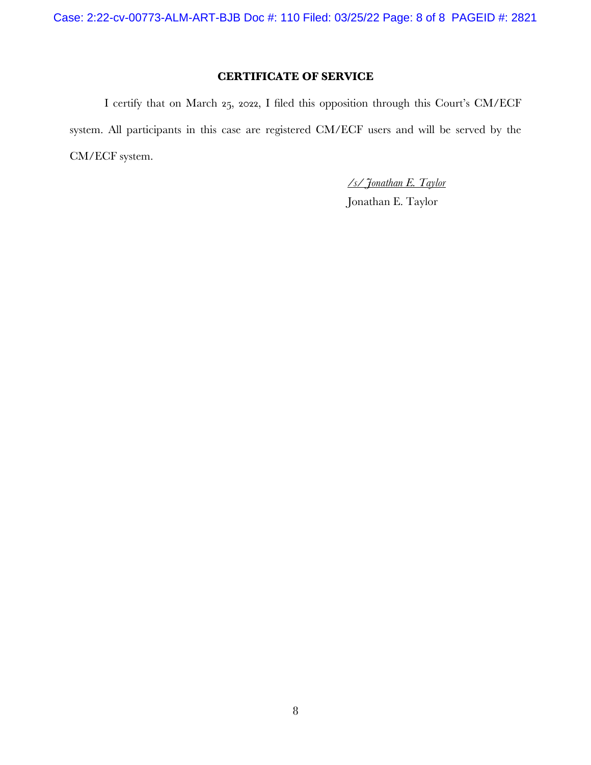## CERTIFICATE OF SERVICE

I certify that on March 25, 2022, I filed this opposition through this Court's CM/ECF system. All participants in this case are registered CM/ECF users and will be served by the CM/ECF system.

*/s/ Jonathan E. Taylor*
Jonathan E. Taylor